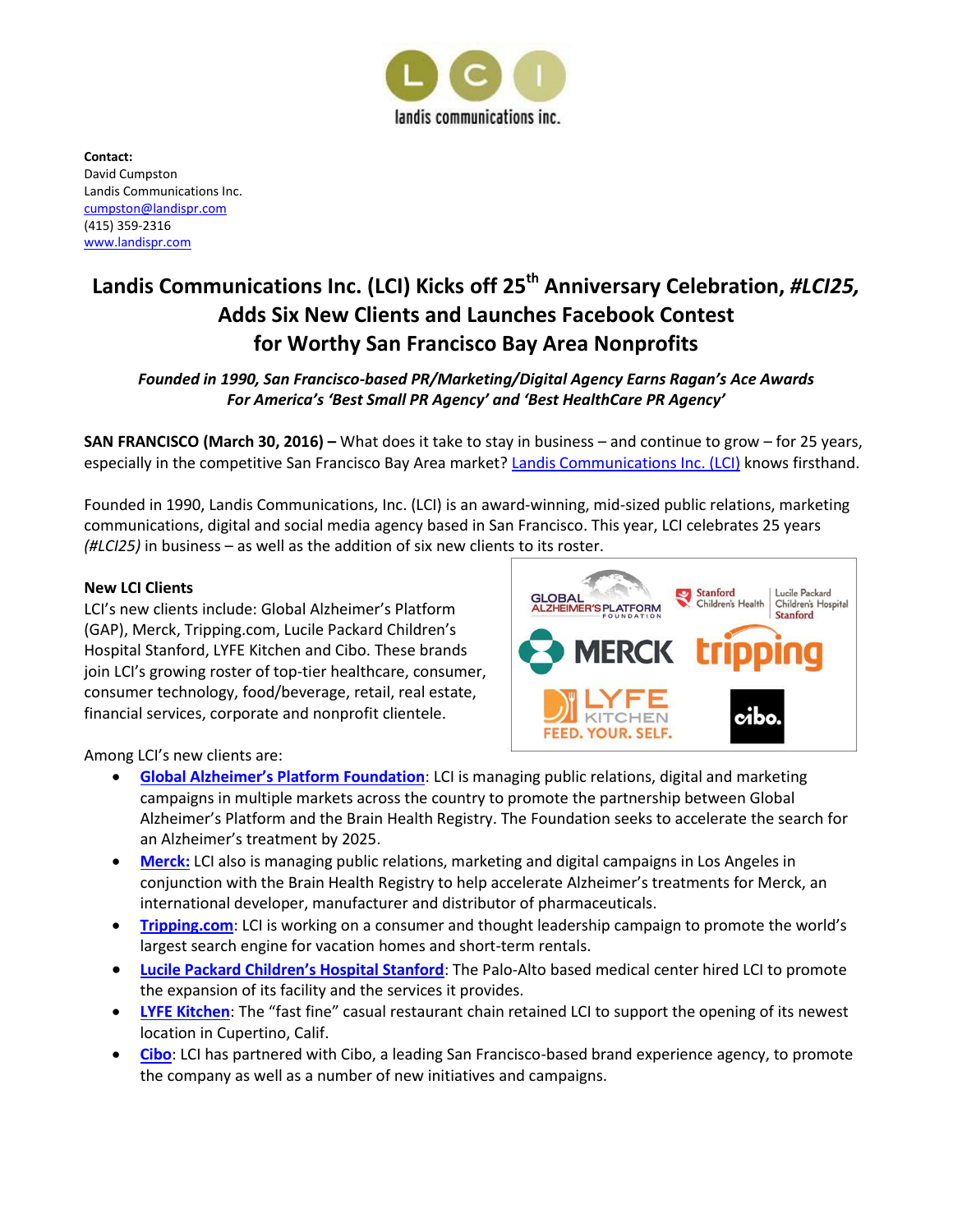**Contact:**
David Cumpston
Landis Communications Inc.
cumpston@landispr.com
(415) 359-2316
www.landispr.com

# Landis Communications Inc. (LCI) Kicks off 25th Anniversary Celebration, *#LCI25,* Adds Six New Clients and Launches Facebook Contest for Worthy San Francisco Bay Area Nonprofits

***Founded in 1990, San Francisco-based PR/Marketing/Digital Agency Earns Ragan's Ace Awards For America's 'Best Small PR Agency' and 'Best HealthCare PR Agency'***

**SAN FRANCISCO (March 30, 2016) –** What does it take to stay in business – and continue to grow – for 25 years, especially in the competitive San Francisco Bay Area market? Landis Communications Inc. (LCI) knows firsthand.

Founded in 1990, Landis Communications, Inc. (LCI) is an award-winning, mid-sized public relations, marketing communications, digital and social media agency based in San Francisco. This year, LCI celebrates 25 years *(#LCI25)* in business – as well as the addition of six new clients to its roster.

**New LCI Clients**

LCI's new clients include: Global Alzheimer's Platform (GAP), Merck, Tripping.com, Lucile Packard Children's Hospital Stanford, LYFE Kitchen and Cibo. These brands join LCI's growing roster of top-tier healthcare, consumer, consumer technology, food/beverage, retail, real estate, financial services, corporate and nonprofit clientele.

Among LCI's new clients are:

- **Global Alzheimer's Platform Foundation**: LCI is managing public relations, digital and marketing campaigns in multiple markets across the country to promote the partnership between Global Alzheimer's Platform and the Brain Health Registry. The Foundation seeks to accelerate the search for an Alzheimer's treatment by 2025.
- **Merck:** LCI also is managing public relations, marketing and digital campaigns in Los Angeles in conjunction with the Brain Health Registry to help accelerate Alzheimer's treatments for Merck, an international developer, manufacturer and distributor of pharmaceuticals.
- **Tripping.com**: LCI is working on a consumer and thought leadership campaign to promote the world's largest search engine for vacation homes and short-term rentals.
- **Lucile Packard Children's Hospital Stanford**: The Palo-Alto based medical center hired LCI to promote the expansion of its facility and the services it provides.
- **LYFE Kitchen**: The "fast fine" casual restaurant chain retained LCI to support the opening of its newest location in Cupertino, Calif.
- **Cibo**: LCI has partnered with Cibo, a leading San Francisco-based brand experience agency, to promote the company as well as a number of new initiatives and campaigns.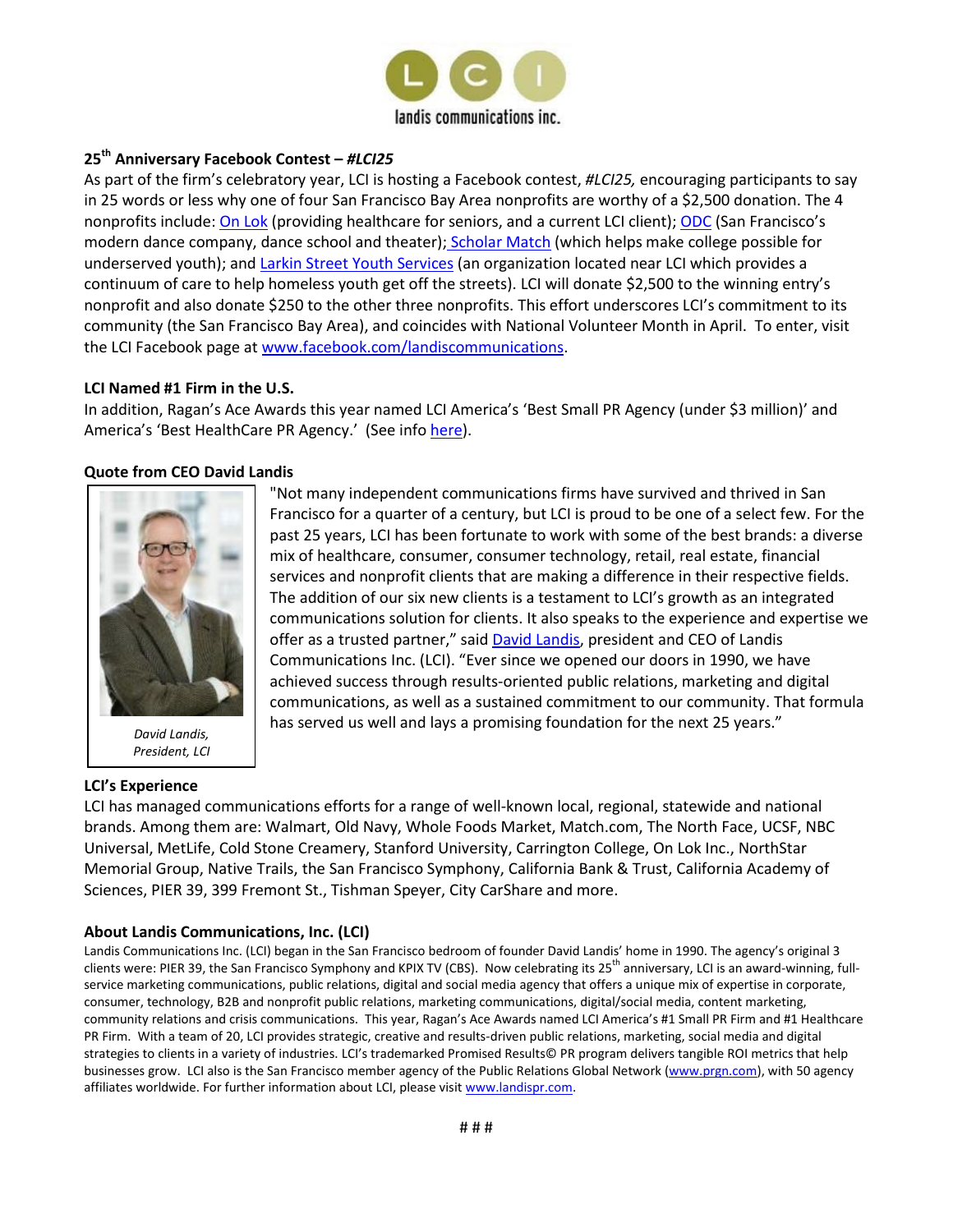landis communications inc.

### 25th Anniversary Facebook Contest – *#LCI25*

As part of the firm's celebratory year, LCI is hosting a Facebook contest, *#LCI25,* encouraging participants to say in 25 words or less why one of four San Francisco Bay Area nonprofits are worthy of a $2,500 donation. The 4 nonprofits include: On Lok (providing healthcare for seniors, and a current LCI client); ODC (San Francisco's modern dance company, dance school and theater); Scholar Match (which helps make college possible for underserved youth); and Larkin Street Youth Services (an organization located near LCI which provides a continuum of care to help homeless youth get off the streets). LCI will donate $2,500 to the winning entry's nonprofit and also donate $250 to the other three nonprofits. This effort underscores LCI's commitment to its community (the San Francisco Bay Area), and coincides with National Volunteer Month in April. To enter, visit the LCI Facebook page at www.facebook.com/landiscommunications.

### LCI Named #1 Firm in the U.S.

In addition, Ragan's Ace Awards this year named LCI America's 'Best Small PR Agency (under $3 million)' and America's 'Best HealthCare PR Agency.' (See info here).

### Quote from CEO David Landis

*David Landis, President, LCI*

"Not many independent communications firms have survived and thrived in San Francisco for a quarter of a century, but LCI is proud to be one of a select few. For the past 25 years, LCI has been fortunate to work with some of the best brands: a diverse mix of healthcare, consumer, consumer technology, retail, real estate, financial services and nonprofit clients that are making a difference in their respective fields. The addition of our six new clients is a testament to LCI's growth as an integrated communications solution for clients. It also speaks to the experience and expertise we offer as a trusted partner," said David Landis, president and CEO of Landis Communications Inc. (LCI). "Ever since we opened our doors in 1990, we have achieved success through results-oriented public relations, marketing and digital communications, as well as a sustained commitment to our community. That formula has served us well and lays a promising foundation for the next 25 years."

### LCI's Experience

LCI has managed communications efforts for a range of well-known local, regional, statewide and national brands. Among them are: Walmart, Old Navy, Whole Foods Market, Match.com, The North Face, UCSF, NBC Universal, MetLife, Cold Stone Creamery, Stanford University, Carrington College, On Lok Inc., NorthStar Memorial Group, Native Trails, the San Francisco Symphony, California Bank & Trust, California Academy of Sciences, PIER 39, 399 Fremont St., Tishman Speyer, City CarShare and more.

### About Landis Communications, Inc. (LCI)

Landis Communications Inc. (LCI) began in the San Francisco bedroom of founder David Landis' home in 1990. The agency's original 3 clients were: PIER 39, the San Francisco Symphony and KPIX TV (CBS). Now celebrating its 25th anniversary, LCI is an award-winning, full-service marketing communications, public relations, digital and social media agency that offers a unique mix of expertise in corporate, consumer, technology, B2B and nonprofit public relations, marketing communications, digital/social media, content marketing, community relations and crisis communications. This year, Ragan's Ace Awards named LCI America's #1 Small PR Firm and #1 Healthcare PR Firm. With a team of 20, LCI provides strategic, creative and results-driven public relations, marketing, social media and digital strategies to clients in a variety of industries. LCI's trademarked Promised Results© PR program delivers tangible ROI metrics that help businesses grow. LCI also is the San Francisco member agency of the Public Relations Global Network (www.prgn.com), with 50 agency affiliates worldwide. For further information about LCI, please visit www.landispr.com.

# # #